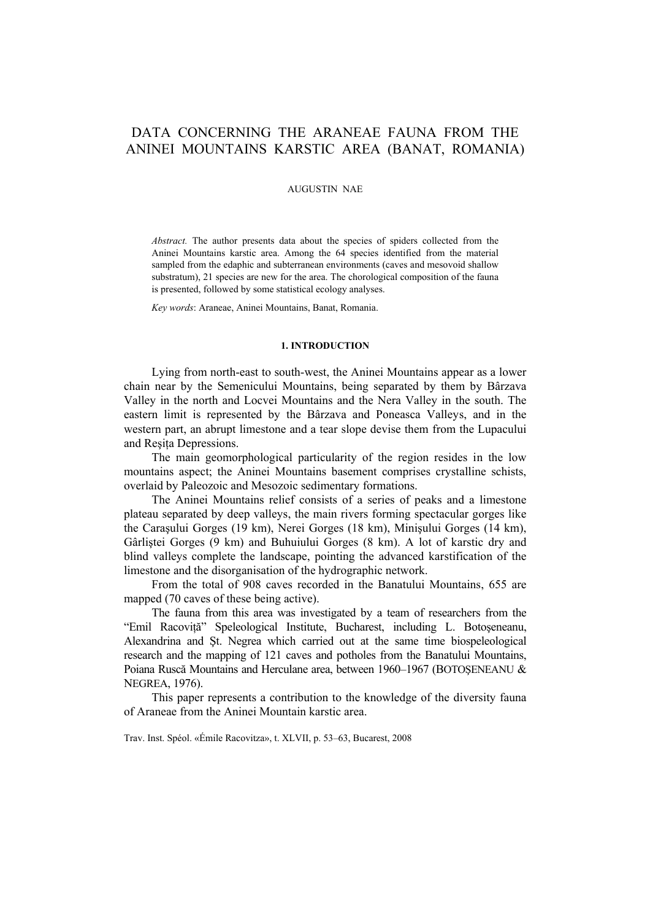# DATA CONCERNING THE ARANEAE FAUNA FROM THE ANINEI MOUNTAINS KARSTIC AREA (BANAT, ROMANIA)

AUGUSTIN NAE

*Abstract.* The author presents data about the species of spiders collected from the Aninei Mountains karstic area. Among the 64 species identified from the material sampled from the edaphic and subterranean environments (caves and mesovoid shallow substratum), 21 species are new for the area. The chorological composition of the fauna is presented, followed by some statistical ecology analyses.

*Key words*: Araneae, Aninei Mountains, Banat, Romania.

## 1. INTRODUCTION

Lying from north-east to south-west, the Aninei Mountains appear as a lower chain near by the Semenicului Mountains, being separated by them by Bârzava Valley in the north and Locvei Mountains and the Nera Valley in the south. The eastern limit is represented by the Bârzava and Poneasca Valleys, and in the western part, an abrupt limestone and a tear slope devise them from the Lupacului and Reşiţa Depressions.

The main geomorphological particularity of the region resides in the low mountains aspect; the Aninei Mountains basement comprises crystalline schists, overlaid by Paleozoic and Mesozoic sedimentary formations.

The Aninei Mountains relief consists of a series of peaks and a limestone plateau separated by deep valleys, the main rivers forming spectacular gorges like the Caraşului Gorges (19 km), Nerei Gorges (18 km), Minişului Gorges (14 km), Gârliştei Gorges (9 km) and Buhuiului Gorges (8 km). A lot of karstic dry and blind valleys complete the landscape, pointing the advanced karstification of the limestone and the disorganisation of the hydrographic network.

From the total of 908 caves recorded in the Banatului Mountains, 655 are mapped (70 caves of these being active).

The fauna from this area was investigated by a team of researchers from the "Emil Racoviţă" Speleological Institute, Bucharest, including L. Botoşeneanu, Alexandrina and Şt. Negrea which carried out at the same time biospeleological research and the mapping of 121 caves and potholes from the Banatului Mountains, Poiana Ruscă Mountains and Herculane area, between 1960–1967 (BOTOŞENEANU & NEGREA, 1976).

This paper represents a contribution to the knowledge of the diversity fauna of Araneae from the Aninei Mountain karstic area.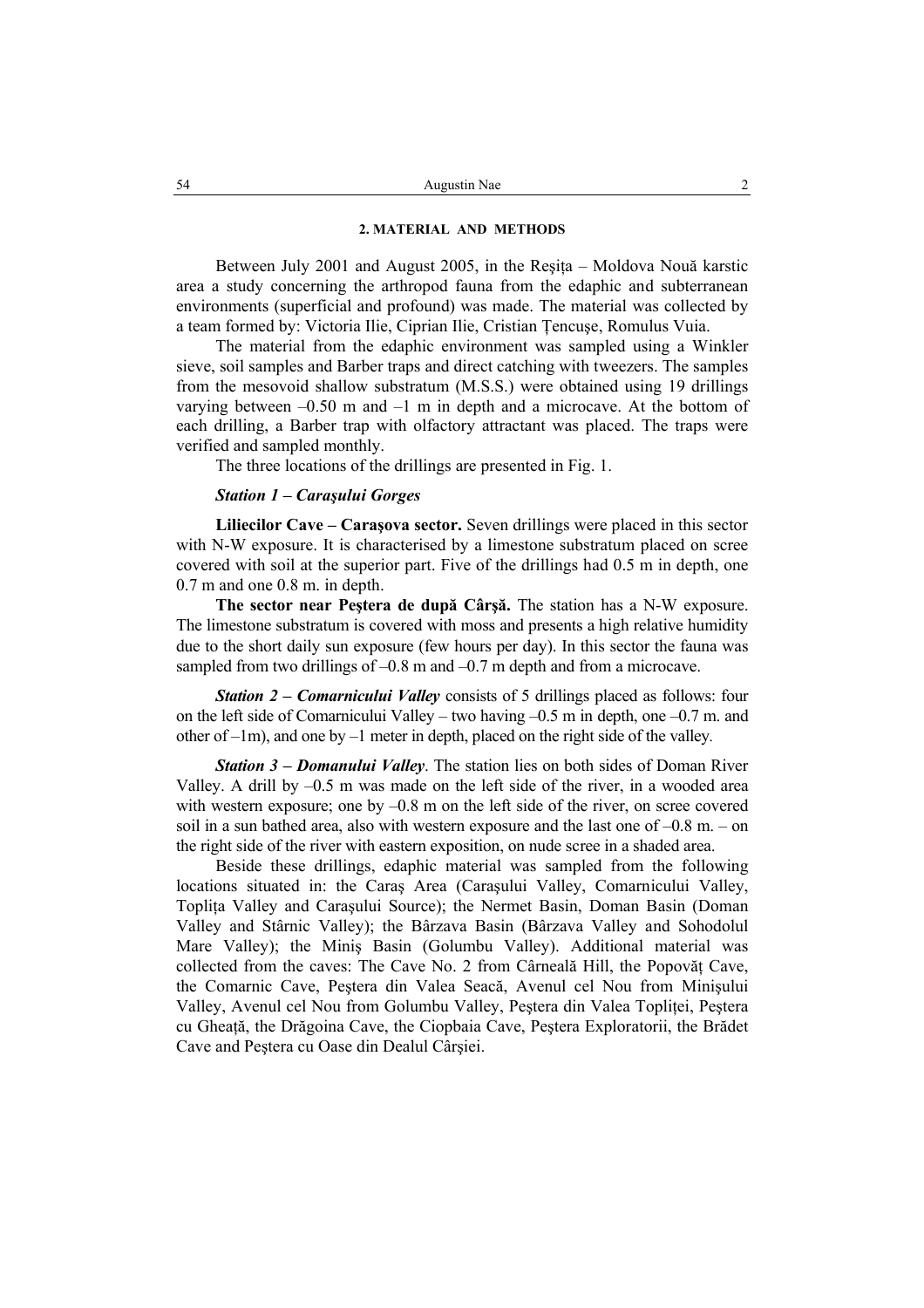## 2. MATERIAL AND METHODS

Between July 2001 and August 2005, in the Reşiţa – Moldova Nouă karstic area a study concerning the arthropod fauna from the edaphic and subterranean environments (superficial and profound) was made. The material was collected by a team formed by: Victoria Ilie, Ciprian Ilie, Cristian Ţencuşe, Romulus Vuia.

The material from the edaphic environment was sampled using a Winkler sieve, soil samples and Barber traps and direct catching with tweezers. The samples from the mesovoid shallow substratum (M.S.S.) were obtained using 19 drillings varying between –0.50 m and –1 m in depth and a microcave. At the bottom of each drilling, a Barber trap with olfactory attractant was placed. The traps were verified and sampled monthly.

The three locations of the drillings are presented in Fig. 1.

***Station 1 – Caraşului Gorges***

**Liliecilor Cave – Caraşova sector.** Seven drillings were placed in this sector with N-W exposure. It is characterised by a limestone substratum placed on scree covered with soil at the superior part. Five of the drillings had 0.5 m in depth, one 0.7 m and one 0.8 m. in depth.

**The sector near Peştera de după Cârşă.** The station has a N-W exposure. The limestone substratum is covered with moss and presents a high relative humidity due to the short daily sun exposure (few hours per day). In this sector the fauna was sampled from two drillings of –0.8 m and –0.7 m depth and from a microcave.

***Station 2 – Comarnicului Valley*** consists of 5 drillings placed as follows: four on the left side of Comarnicului Valley – two having –0.5 m in depth, one –0.7 m. and other of –1m), and one by –1 meter in depth, placed on the right side of the valley.

***Station 3 – Domanului Valley***. The station lies on both sides of Doman River Valley. A drill by –0.5 m was made on the left side of the river, in a wooded area with western exposure; one by –0.8 m on the left side of the river, on scree covered soil in a sun bathed area, also with western exposure and the last one of –0.8 m. – on the right side of the river with eastern exposition, on nude scree in a shaded area.

Beside these drillings, edaphic material was sampled from the following locations situated in: the Caraş Area (Caraşului Valley, Comarnicului Valley, Topliţa Valley and Caraşului Source); the Nermet Basin, Doman Basin (Doman Valley and Stârnic Valley); the Bârzava Basin (Bârzava Valley and Sohodolul Mare Valley); the Miniş Basin (Golumbu Valley). Additional material was collected from the caves: The Cave No. 2 from Cârneală Hill, the Popovăţ Cave, the Comarnic Cave, Peştera din Valea Seacă, Avenul cel Nou from Minişului Valley, Avenul cel Nou from Golumbu Valley, Peştera din Valea Topliţei, Peştera cu Gheaţă, the Drăgoina Cave, the Ciopbaia Cave, Peştera Exploratorii, the Brădet Cave and Peştera cu Oase din Dealul Cârşiei.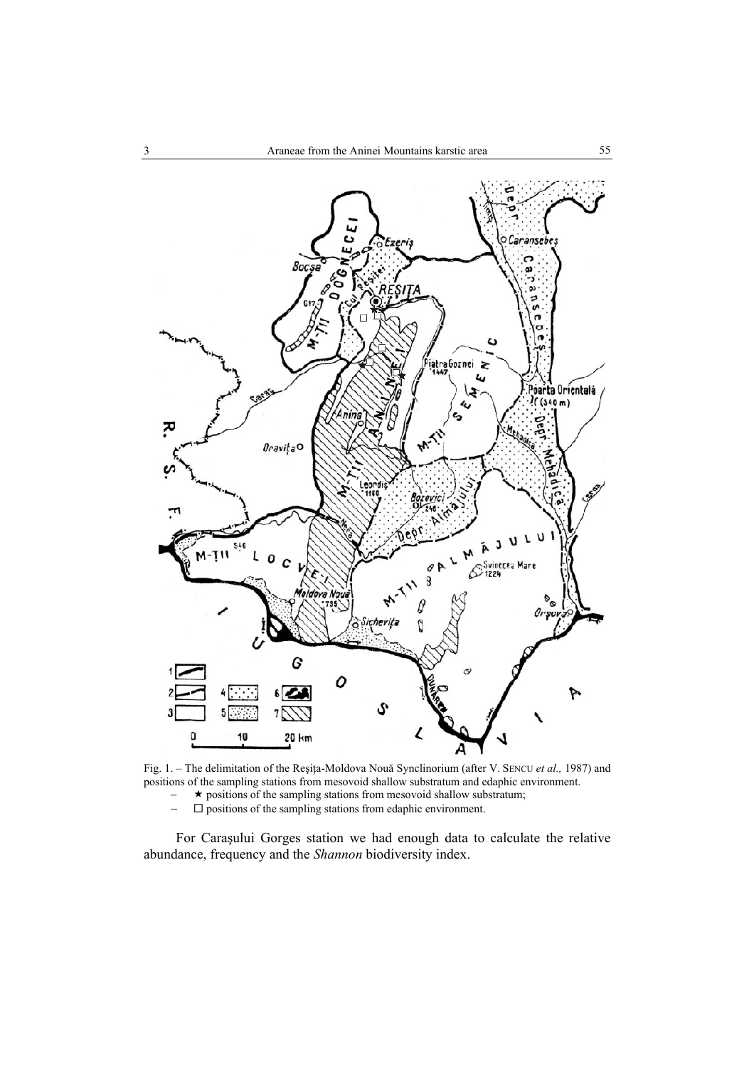Fig. 1. – The delimitation of the Reşiţa-Moldova Nouă Synclinorium (after V. SENCU *et al.,* 1987) and positions of the sampling stations from mesovoid shallow substratum and edaphic environment.

- ★ positions of the sampling stations from mesovoid shallow substratum;
- □ positions of the sampling stations from edaphic environment.

For Caraşului Gorges station we had enough data to calculate the relative abundance, frequency and the *Shannon* biodiversity index.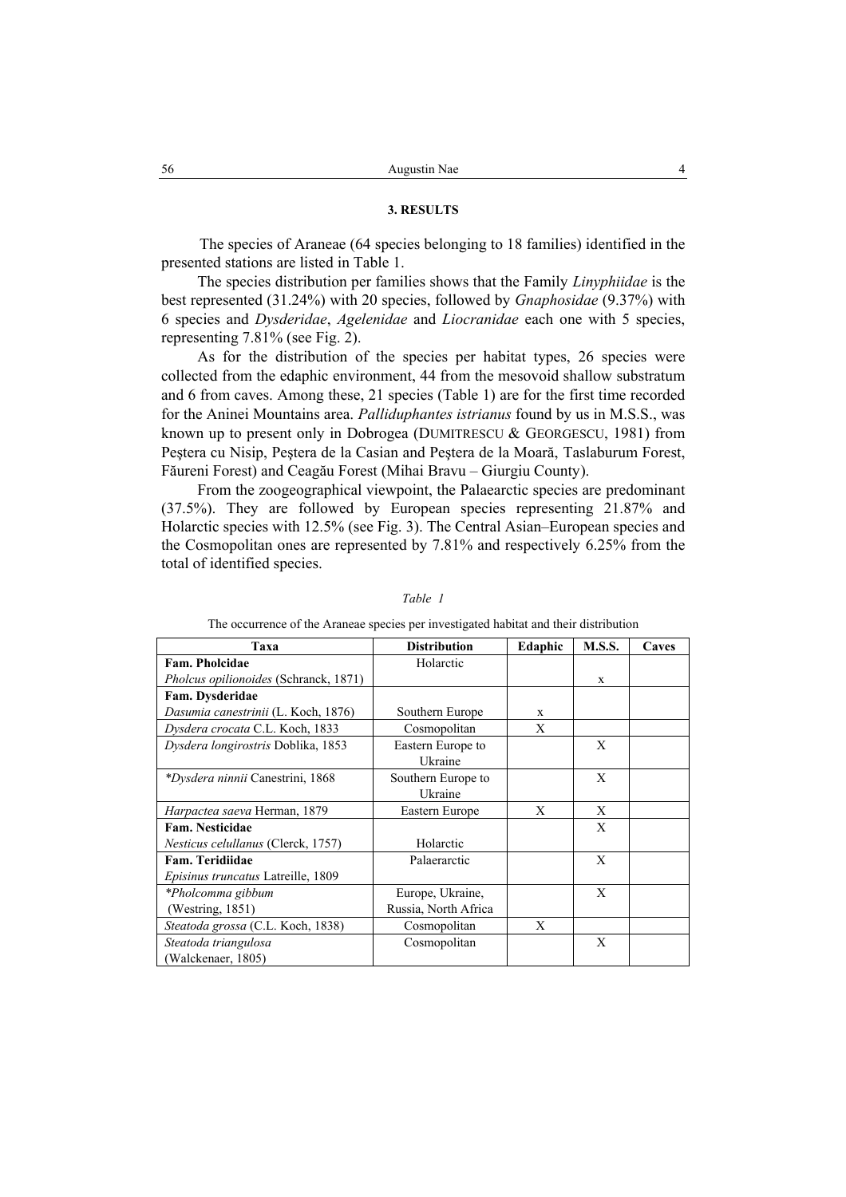### 3. RESULTS

The species of Araneae (64 species belonging to 18 families) identified in the presented stations are listed in Table 1.

The species distribution per families shows that the Family *Linyphiidae* is the best represented (31.24%) with 20 species, followed by *Gnaphosidae* (9.37%) with 6 species and *Dysderidae*, *Agelenidae* and *Liocranidae* each one with 5 species, representing 7.81% (see Fig. 2).

As for the distribution of the species per habitat types, 26 species were collected from the edaphic environment, 44 from the mesovoid shallow substratum and 6 from caves. Among these, 21 species (Table 1) are for the first time recorded for the Aninei Mountains area. *Palliduphantes istrianus* found by us in M.S.S., was known up to present only in Dobrogea (Dumitrescu & Georgescu, 1981) from Peştera cu Nisip, Peştera de la Casian and Peştera de la Moară, Taslaburum Forest, Făureni Forest) and Ceagău Forest (Mihai Bravu – Giurgiu County).

From the zoogeographical viewpoint, the Palaearctic species are predominant (37.5%). They are followed by European species representing 21.87% and Holarctic species with 12.5% (see Fig. 3). The Central Asian–European species and the Cosmopolitan ones are represented by 7.81% and respectively 6.25% from the total of identified species.

*Table 1*

The occurrence of the Araneae species per investigated habitat and their distribution

| Taxa | Distribution | Edaphic | M.S.S. | Caves |
|---|---|---|---|---|
| **Fam. Pholcidae** | Holarctic | | | |
| *Pholcus opilionoides* (Schranck, 1871) | | | x | |
| **Fam. Dysderidae** | | | | |
| *Dasumia canestrinii* (L. Koch, 1876) | Southern Europe | x | | |
| *Dysdera crocata* C.L. Koch, 1833 | Cosmopolitan | X | | |
| *Dysdera longirostris* Doblika, 1853 | Eastern Europe to Ukraine | | X | |
| **Dysdera ninnii* Canestrini, 1868 | Southern Europe to Ukraine | | X | |
| *Harpactea saeva* Herman, 1879 | Eastern Europe | X | X | |
| **Fam. Nesticidae** | | | X | |
| *Nesticus celullanus* (Clerck, 1757) | Holarctic | | | |
| **Fam. Teridiidae** | Palaerarctic | | X | |
| *Episinus truncatus* Latreille, 1809 | | | | |
| **Pholcomma gibbum* (Westring, 1851) | Europe, Ukraine, Russia, North Africa | | X | |
| *Steatoda grossa* (C.L. Koch, 1838) | Cosmopolitan | X | | |
| *Steatoda triangulosa* (Walckenaer, 1805) | Cosmopolitan | | X | |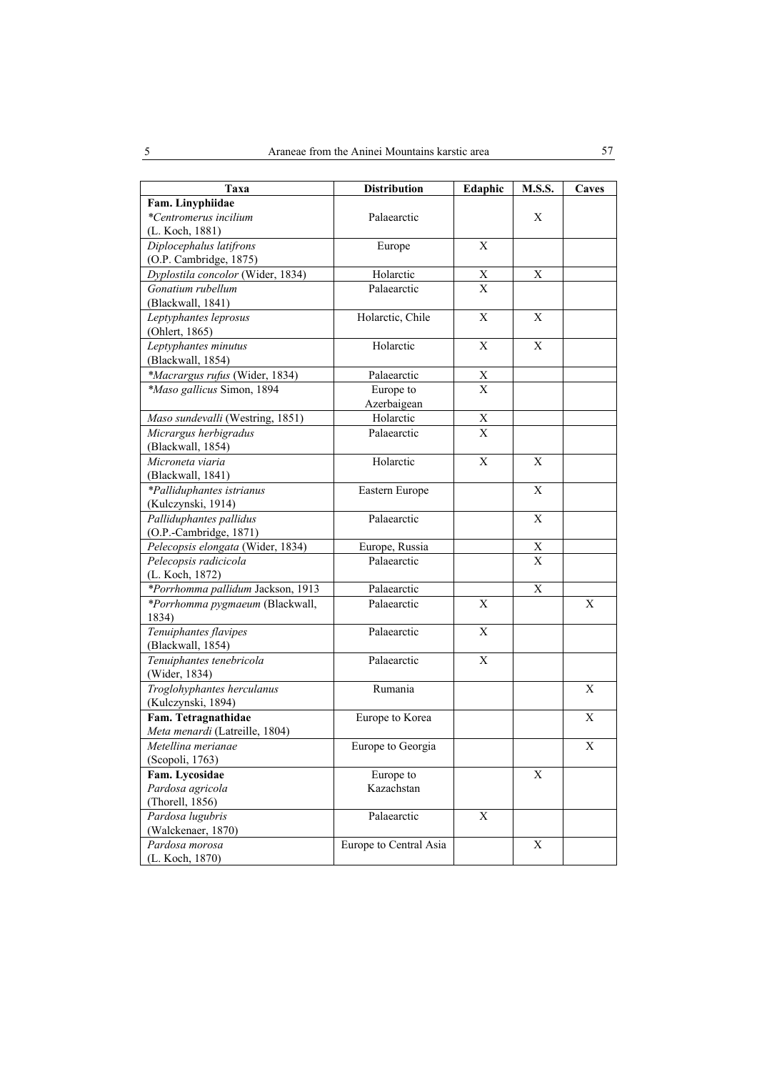| Taxa | Distribution | Edaphic | M.S.S. | Caves |
|---|---|---|---|---|
| **Fam. Linyphiidae** | | | | |
| **Centromerus incilium* (L. Koch, 1881) | Palaearctic | | X | |
| *Diplocephalus latifrons* (O.P. Cambridge, 1875) | Europe | X | | |
| *Dyplostila concolor* (Wider, 1834) | Holarctic | X | X | |
| *Gonatium rubellum* (Blackwall, 1841) | Palaearctic | X | | |
| *Leptyphantes leprosus* (Ohlert, 1865) | Holarctic, Chile | X | X | |
| *Leptyphantes minutus* (Blackwall, 1854) | Holarctic | X | X | |
| **Macrargus rufus* (Wider, 1834) | Palaearctic | X | | |
| **Maso gallicus* Simon, 1894 | Europe to Azerbaigean | X | | |
| *Maso sundevalli* (Westring, 1851) | Holarctic | X | | |
| *Micrargus herbigradus* (Blackwall, 1854) | Palaearctic | X | | |
| *Microneta viaria* (Blackwall, 1841) | Holarctic | X | X | |
| **Palliduphantes istrianus* (Kulczynski, 1914) | Eastern Europe | | X | |
| *Palliduphantes pallidus* (O.P.-Cambridge, 1871) | Palaearctic | | X | |
| *Pelecopsis elongata* (Wider, 1834) | Europe, Russia | | X | |
| *Pelecopsis radicicola* (L. Koch, 1872) | Palaearctic | | X | |
| **Porrhomma pallidum* Jackson, 1913 | Palaearctic | | X | |
| **Porrhomma pygmaeum* (Blackwall, 1834) | Palaearctic | X | | X |
| *Tenuiphantes flavipes* (Blackwall, 1854) | Palaearctic | X | | |
| *Tenuiphantes tenebricola* (Wider, 1834) | Palaearctic | X | | |
| *Troglohyphantes herculanus* (Kulczynski, 1894) | Rumania | | | X |
| **Fam. Tetragnathidae** *Meta menardi* (Latreille, 1804) | Europe to Korea | | | X |
| *Metellina merianae* (Scopoli, 1763) | Europe to Georgia | | | X |
| **Fam. Lycosidae** *Pardosa agricola* (Thorell, 1856) | Europe to Kazachstan | | X | |
| *Pardosa lugubris* (Walckenaer, 1870) | Palaearctic | X | | |
| *Pardosa morosa* (L. Koch, 1870) | Europe to Central Asia | | X | |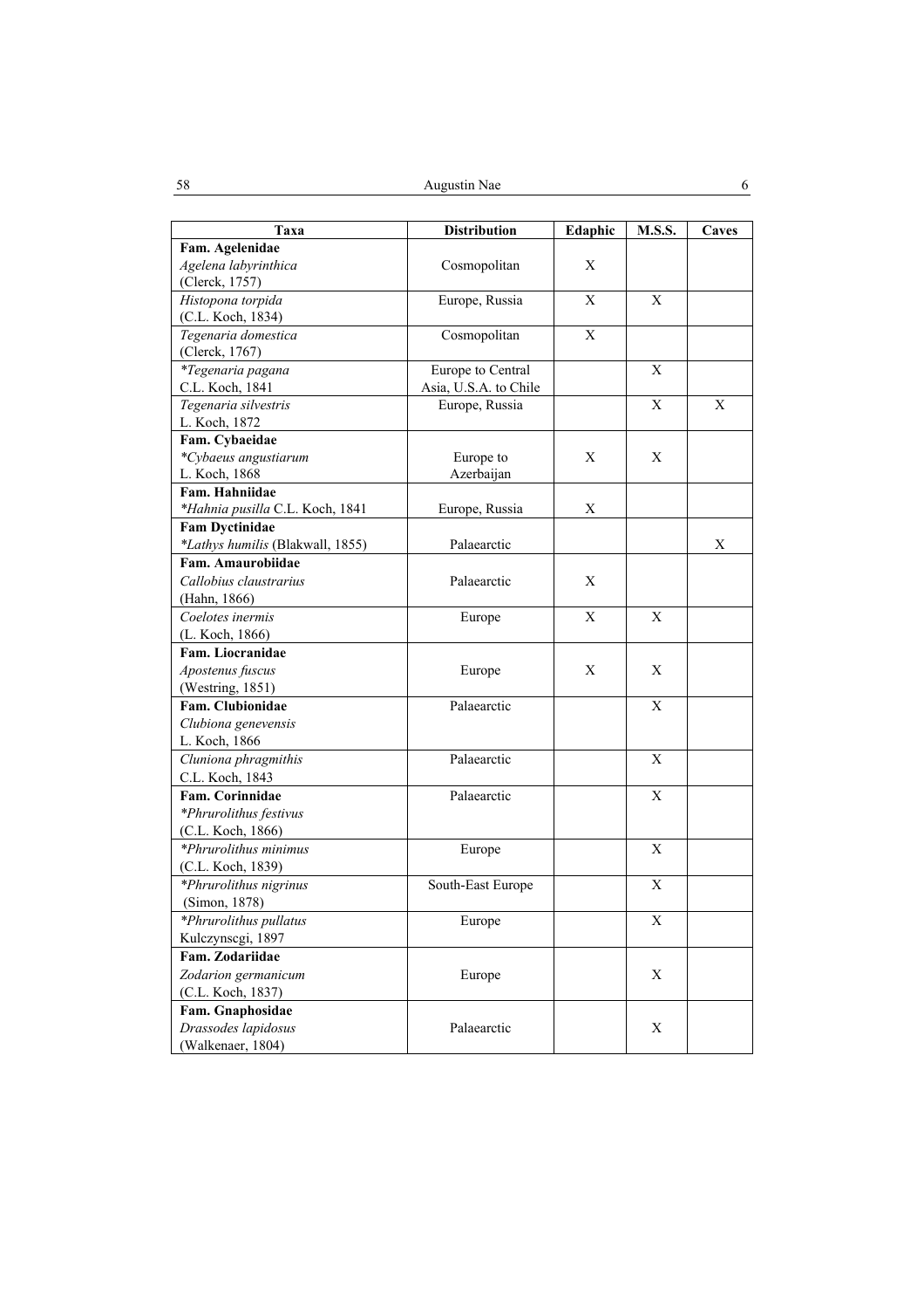| Taxa | Distribution | Edaphic | M.S.S. | Caves |
|---|---|---|---|---|
| **Fam. Agelenidae** | | | | |
| *Agelena labyrinthica* (Clerck, 1757) | Cosmopolitan | X | | |
| *Histopona torpida* (C.L. Koch, 1834) | Europe, Russia | X | X | |
| *Tegenaria domestica* (Clerck, 1767) | Cosmopolitan | X | | |
| *\*Tegenaria pagana* C.L. Koch, 1841 | Europe to Central Asia, U.S.A. to Chile | | X | |
| *Tegenaria silvestris* L. Koch, 1872 | Europe, Russia | | X | X |
| **Fam. Cybaeidae** | | | | |
| *\*Cybaeus angustiarum* L. Koch, 1868 | Europe to Azerbaijan | X | X | |
| **Fam. Hahniidae** | | | | |
| *\*Hahnia pusilla* C.L. Koch, 1841 | Europe, Russia | X | | |
| **Fam Dyctinidae** | | | | |
| *\*Lathys humilis* (Blakwall, 1855) | Palaearctic | | | X |
| **Fam. Amaurobiidae** | | | | |
| *Callobius claustrarius* (Hahn, 1866) | Palaearctic | X | | |
| *Coelotes inermis* (L. Koch, 1866) | Europe | X | X | |
| **Fam. Liocranidae** | | | | |
| *Apostenus fuscus* (Westring, 1851) | Europe | X | X | |
| **Fam. Clubionidae** | | | | |
| *Clubiona genevensis* L. Koch, 1866 | Palaearctic | | X | |
| *Cluniona phragmithis* C.L. Koch, 1843 | Palaearctic | | X | |
| **Fam. Corinnidae** | | | | |
| *\*Phrurolithus festivus* (C.L. Koch, 1866) | Palaearctic | | X | |
| *\*Phrurolithus minimus* (C.L. Koch, 1839) | Europe | | X | |
| *\*Phrurolithus nigrinus* (Simon, 1878) | South-East Europe | | X | |
| *\*Phrurolithus pullatus* Kulczynscgi, 1897 | Europe | | X | |
| **Fam. Zodariidae** | | | | |
| *Zodarion germanicum* (C.L. Koch, 1837) | Europe | | X | |
| **Fam. Gnaphosidae** | | | | |
| *Drassodes lapidosus* (Walkenaer, 1804) | Palaearctic | | X | |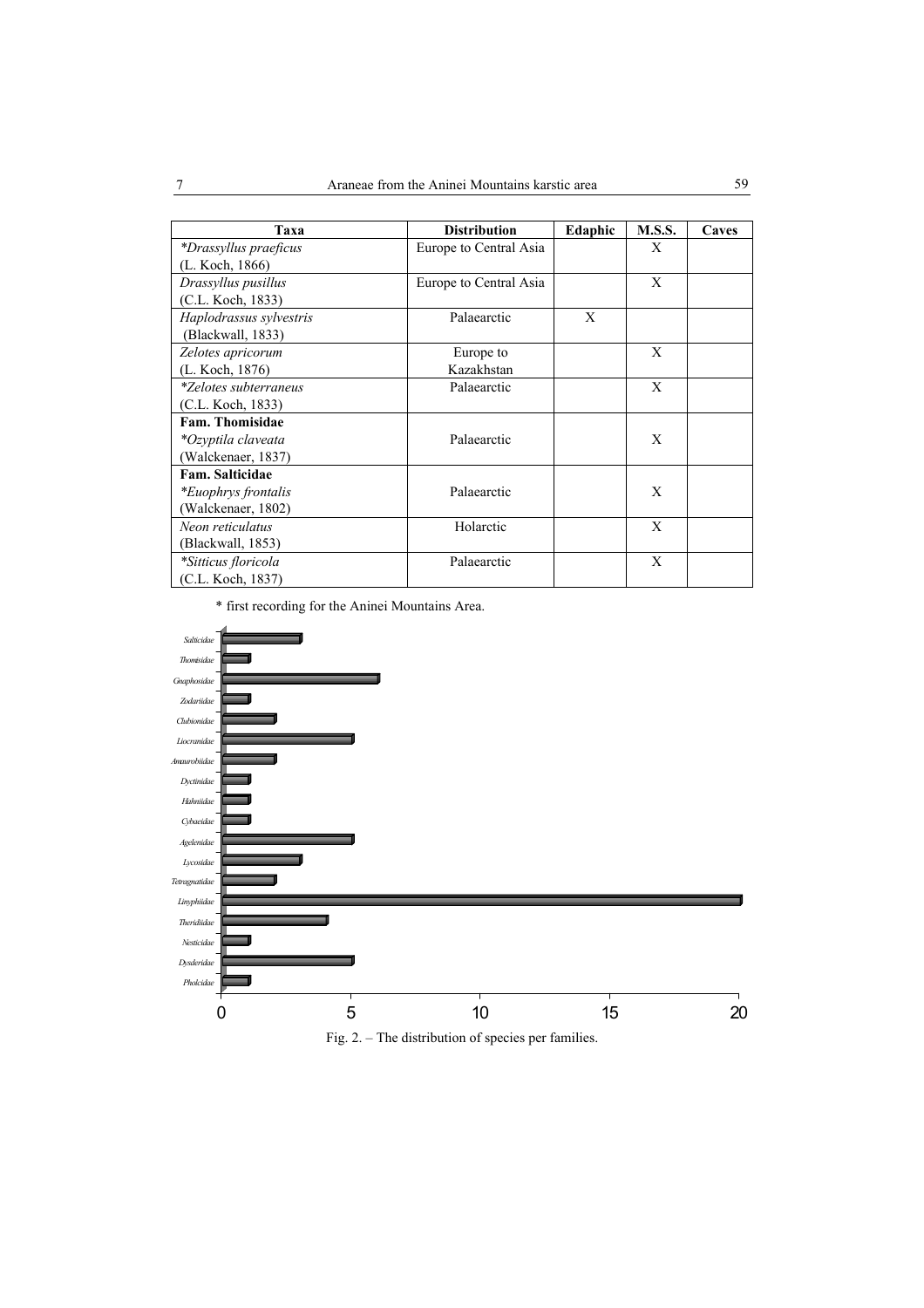| Taxa | Distribution | Edaphic | M.S.S. | Caves |
|---|---|---|---|---|
| **Drassyllus praeficus* (L. Koch, 1866) | Europe to Central Asia | | X | |
| *Drassyllus pusillus* (C.L. Koch, 1833) | Europe to Central Asia | | X | |
| *Haplodrassus sylvestris* (Blackwall, 1833) | Palaearctic | X | | |
| *Zelotes apricorum* (L. Koch, 1876) | Europe to Kazakhstan | | X | |
| **Zelotes subterraneus* (C.L. Koch, 1833) | Palaearctic | | X | |
| **Fam. Thomisidae** | | | | |
| **Ozyptila claveata* (Walckenaer, 1837) | Palaearctic | | X | |
| **Fam. Salticidae** | | | | |
| **Euophrys frontalis* (Walckenaer, 1802) | Palaearctic | | X | |
| *Neon reticulatus* (Blackwall, 1853) | Holarctic | | X | |
| **Sitticus floricola* (C.L. Koch, 1837) | Palaearctic | | X | |

\* first recording for the Aninei Mountains Area.

| Family | Number of species |
|---|---|
| Salticidae | 3 |
| Thomisidae | 1 |
| Gnaphosidae | 6 |
| Zodariidae | 1 |
| Clubionidae | 2 |
| Liocranidae | 5 |
| Amaurobiidae | 2 |
| Dyctinidae | 1 |
| Hahniidae | 1 |
| Cybaeidae | 1 |
| Agelenidae | 5 |
| Lycosidae | 3 |
| Tetragnatidae | 2 |
| Linyphiidae | 20 |
| Theridiidae | 4 |
| Nesticidae | 1 |
| Dysderidae | 5 |
| Pholcidae | 1 |

Fig. 2. – The distribution of species per families.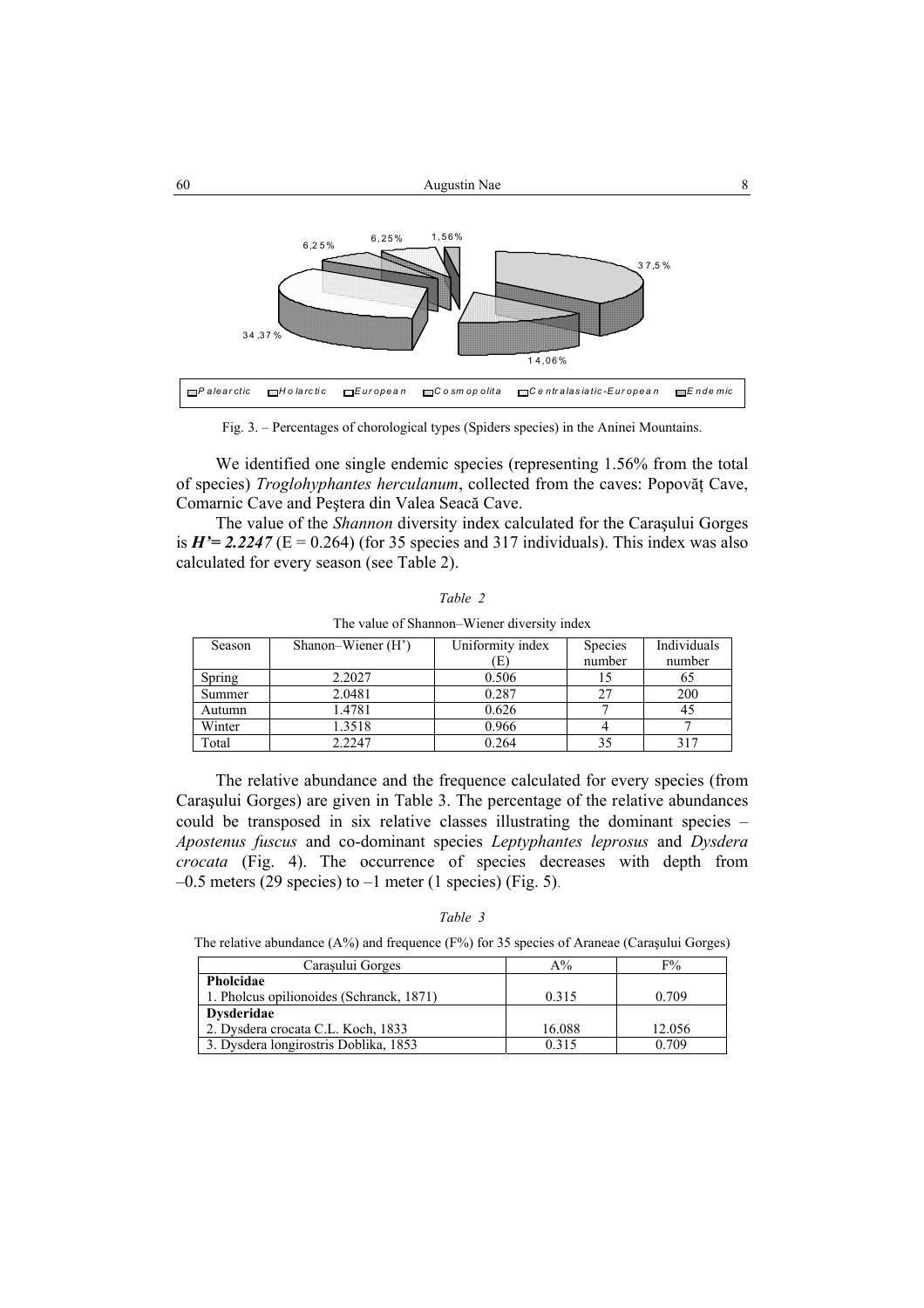Fig. 3. – Percentages of chorological types (Spiders species) in the Aninei Mountains.

We identified one single endemic species (representing 1.56% from the total of species) *Troglohyphantes herculanum*, collected from the caves: Popovăţ Cave, Comarnic Cave and Peştera din Valea Seacă Cave.

The value of the *Shannon* diversity index calculated for the Caraşului Gorges is ***H'= 2.2247*** (E = 0.264) (for 35 species and 317 individuals). This index was also calculated for every season (see Table 2).

*Table 2*

The value of Shannon–Wiener diversity index

| Season | Shanon–Wiener (H') | Uniformity index (E) | Species number | Individuals number |
|---|---|---|---|---|
| Spring | 2.2027 | 0.506 | 15 | 65 |
| Summer | 2.0481 | 0.287 | 27 | 200 |
| Autumn | 1.4781 | 0.626 | 7 | 45 |
| Winter | 1.3518 | 0.966 | 4 | 7 |
| Total | 2.2247 | 0.264 | 35 | 317 |

The relative abundance and the frequence calculated for every species (from Caraşului Gorges) are given in Table 3. The percentage of the relative abundances could be transposed in six relative classes illustrating the dominant species – *Apostenus fuscus* and co-dominant species *Leptyphantes leprosus* and *Dysdera crocata* (Fig. 4). The occurrence of species decreases with depth from –0.5 meters (29 species) to –1 meter (1 species) (Fig. 5).

*Table 3*

The relative abundance (A%) and frequence (F%) for 35 species of Araneae (Caraşului Gorges)

| Caraşului Gorges | A% | F% |
|---|---|---|
| **Pholcidae** | | |
| 1. Pholcus opilionoides (Schranck, 1871) | 0.315 | 0.709 |
| **Dysderidae** | | |
| 2. Dysdera crocata C.L. Koch, 1833 | 16.088 | 12.056 |
| 3. Dysdera longirostris Doblika, 1853 | 0.315 | 0.709 |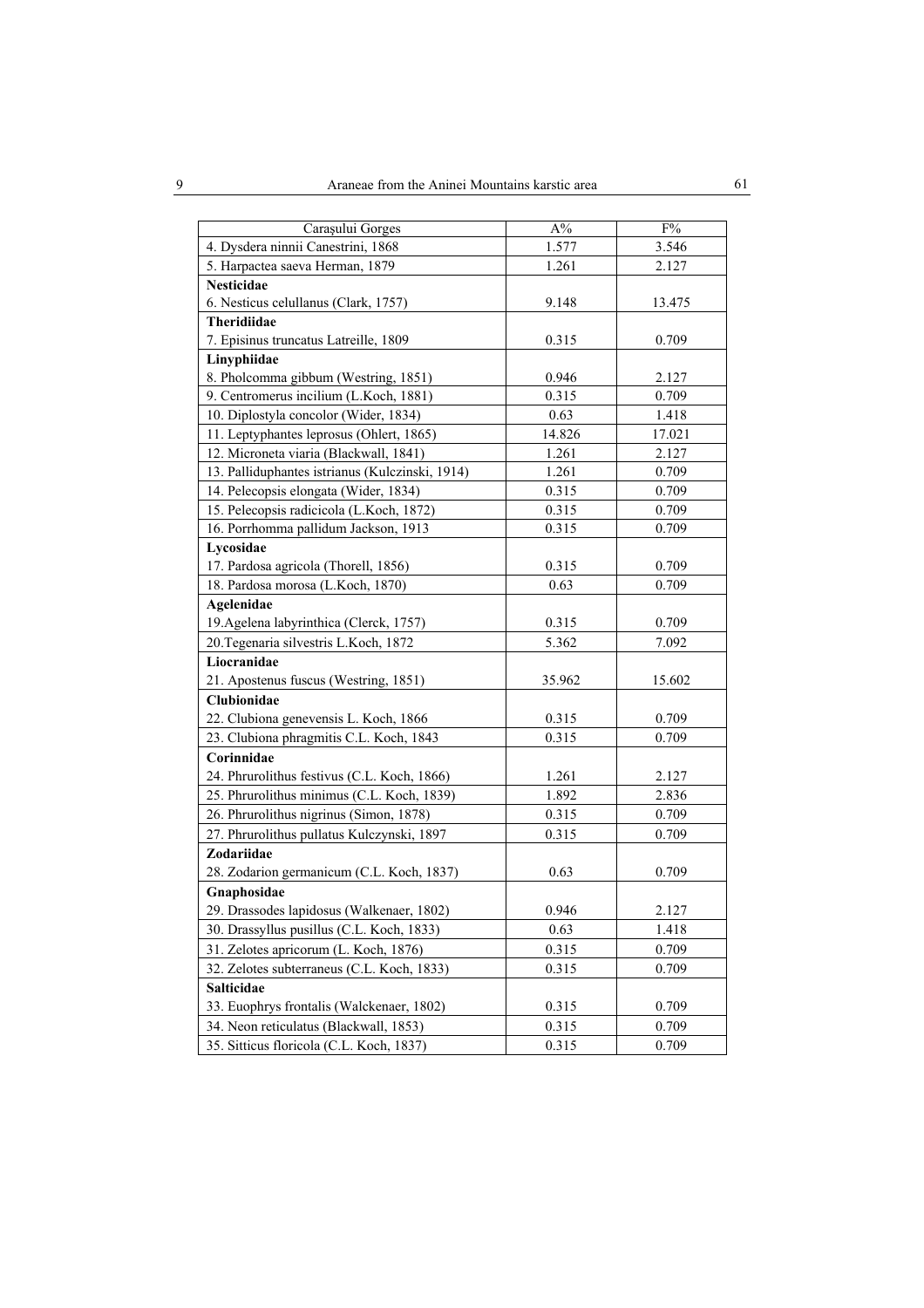| Caraşului Gorges | A% | F% |
|---|---|---|
| 4. Dysdera ninnii Canestrini, 1868 | 1.577 | 3.546 |
| 5. Harpactea saeva Herman, 1879 | 1.261 | 2.127 |
| **Nesticidae** | | |
| 6. Nesticus celullanus (Clark, 1757) | 9.148 | 13.475 |
| **Theridiidae** | | |
| 7. Episinus truncatus Latreille, 1809 | 0.315 | 0.709 |
| **Linyphiidae** | | |
| 8. Pholcomma gibbum (Westring, 1851) | 0.946 | 2.127 |
| 9. Centromerus incilium (L.Koch, 1881) | 0.315 | 0.709 |
| 10. Diplostyla concolor (Wider, 1834) | 0.63 | 1.418 |
| 11. Leptyphantes leprosus (Ohlert, 1865) | 14.826 | 17.021 |
| 12. Microneta viaria (Blackwall, 1841) | 1.261 | 2.127 |
| 13. Palliduphantes istrianus (Kulczinski, 1914) | 1.261 | 0.709 |
| 14. Pelecopsis elongata (Wider, 1834) | 0.315 | 0.709 |
| 15. Pelecopsis radicicola (L.Koch, 1872) | 0.315 | 0.709 |
| 16. Porrhomma pallidum Jackson, 1913 | 0.315 | 0.709 |
| **Lycosidae** | | |
| 17. Pardosa agricola (Thorell, 1856) | 0.315 | 0.709 |
| 18. Pardosa morosa (L.Koch, 1870) | 0.63 | 0.709 |
| **Agelenidae** | | |
| 19.Agelena labyrinthica (Clerck, 1757) | 0.315 | 0.709 |
| 20.Tegenaria silvestris L.Koch, 1872 | 5.362 | 7.092 |
| **Liocranidae** | | |
| 21. Apostenus fuscus (Westring, 1851) | 35.962 | 15.602 |
| **Clubionidae** | | |
| 22. Clubiona genevensis L. Koch, 1866 | 0.315 | 0.709 |
| 23. Clubiona phragmitis C.L. Koch, 1843 | 0.315 | 0.709 |
| **Corinnidae** | | |
| 24. Phrurolithus festivus (C.L. Koch, 1866) | 1.261 | 2.127 |
| 25. Phrurolithus minimus (C.L. Koch, 1839) | 1.892 | 2.836 |
| 26. Phrurolithus nigrinus (Simon, 1878) | 0.315 | 0.709 |
| 27. Phrurolithus pullatus Kulczynski, 1897 | 0.315 | 0.709 |
| **Zodariidae** | | |
| 28. Zodarion germanicum (C.L. Koch, 1837) | 0.63 | 0.709 |
| **Gnaphosidae** | | |
| 29. Drassodes lapidosus (Walkenaer, 1802) | 0.946 | 2.127 |
| 30. Drassyllus pusillus (C.L. Koch, 1833) | 0.63 | 1.418 |
| 31. Zelotes apricorum (L. Koch, 1876) | 0.315 | 0.709 |
| 32. Zelotes subterraneus (C.L. Koch, 1833) | 0.315 | 0.709 |
| **Salticidae** | | |
| 33. Euophrys frontalis (Walckenaer, 1802) | 0.315 | 0.709 |
| 34. Neon reticulatus (Blackwall, 1853) | 0.315 | 0.709 |
| 35. Sitticus floricola (C.L. Koch, 1837) | 0.315 | 0.709 |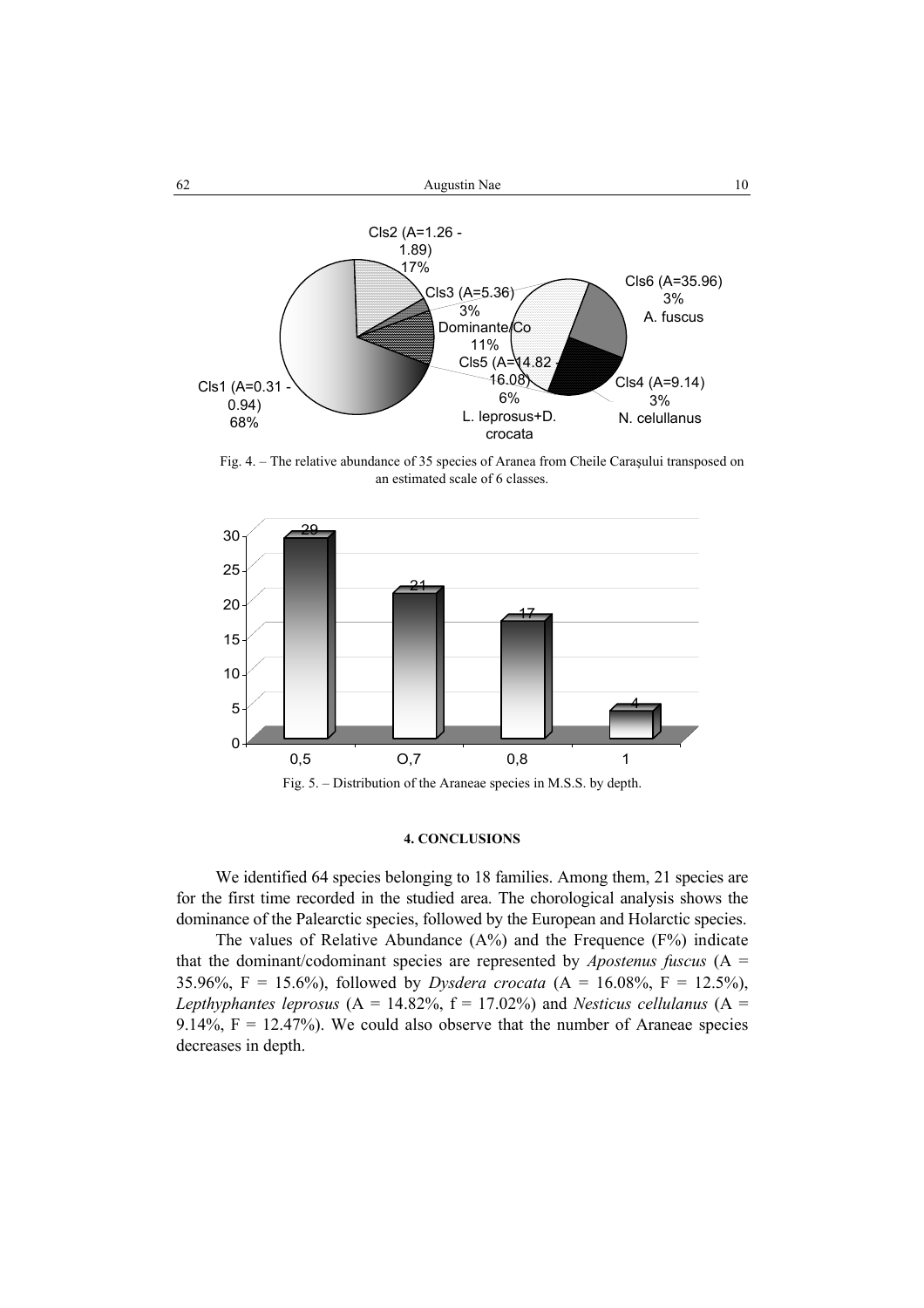Fig. 4. – The relative abundance of 35 species of Aranea from Cheile Caraşului transposed on an estimated scale of 6 classes.

Fig. 5. – Distribution of the Araneae species in M.S.S. by depth.

## 4. CONCLUSIONS

We identified 64 species belonging to 18 families. Among them, 21 species are for the first time recorded in the studied area. The chorological analysis shows the dominance of the Palearctic species, followed by the European and Holarctic species.

The values of Relative Abundance (A%) and the Frequence (F%) indicate that the dominant/codominant species are represented by *Apostenus fuscus* (A = 35.96%, F = 15.6%), followed by *Dysdera crocata* (A = 16.08%, F = 12.5%), *Lepthyphantes leprosus* (A = 14.82%, f = 17.02%) and *Nesticus cellulanus* (A = 9.14%, F = 12.47%). We could also observe that the number of Araneae species decreases in depth.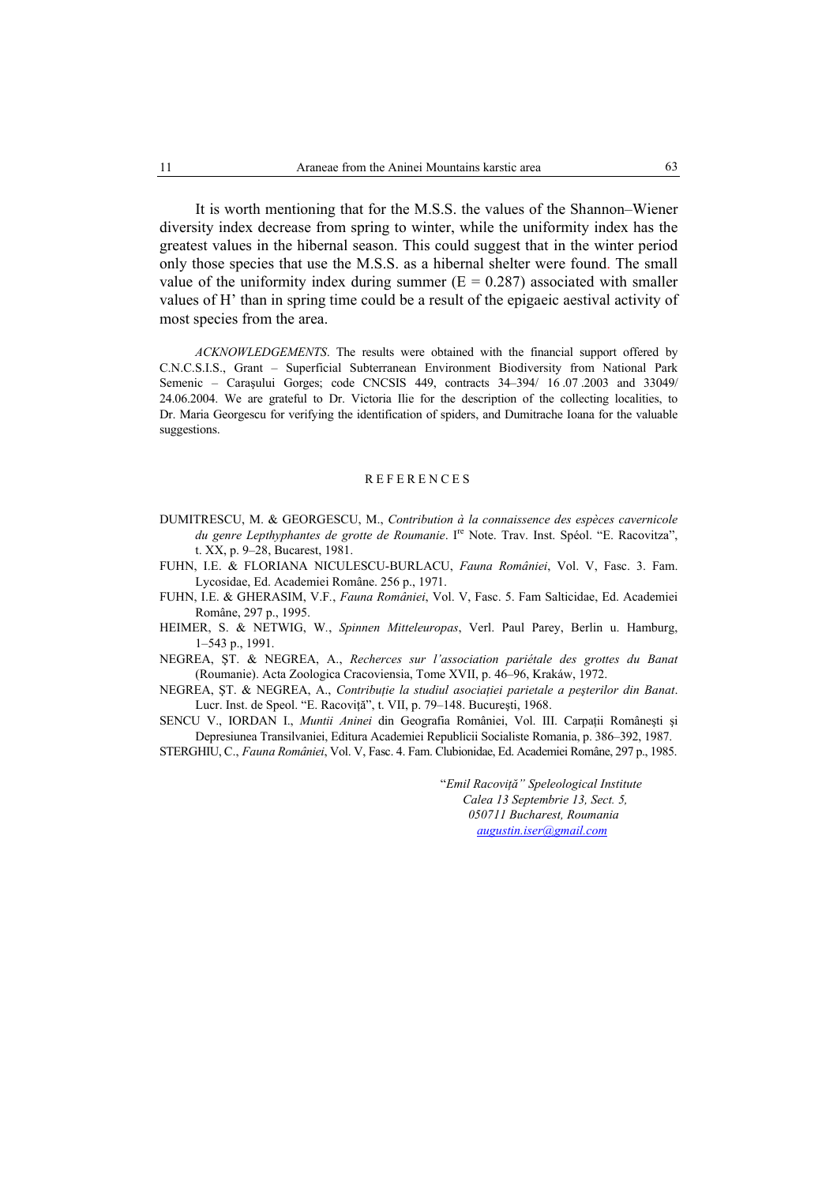It is worth mentioning that for the M.S.S. the values of the Shannon–Wiener diversity index decrease from spring to winter, while the uniformity index has the greatest values in the hibernal season. This could suggest that in the winter period only those species that use the M.S.S. as a hibernal shelter were found. The small value of the uniformity index during summer ($E = 0.287$) associated with smaller values of H' than in spring time could be a result of the epigaeic aestival activity of most species from the area.

*ACKNOWLEDGEMENTS*. The results were obtained with the financial support offered by C.N.C.S.I.S., Grant – Superficial Subterranean Environment Biodiversity from National Park Semenic – Caraşului Gorges; code CNCSIS 449, contracts 34–394/ 16 .07 .2003 and 33049/ 24.06.2004. We are grateful to Dr. Victoria Ilie for the description of the collecting localities, to Dr. Maria Georgescu for verifying the identification of spiders, and Dumitrache Ioana for the valuable suggestions.

## REFERENCES

DUMITRESCU, M. & GEORGESCU, M., *Contribution à la connaissence des espèces cavernicole du genre Lepthyphantes de grotte de Roumanie*. I[re] Note. Trav. Inst. Spéol. "E. Racovitza", t. XX, p. 9–28, Bucarest, 1981.

FUHN, I.E. & FLORIANA NICULESCU-BURLACU, *Fauna României*, Vol. V, Fasc. 3. Fam. Lycosidae, Ed. Academiei Române. 256 p., 1971.

FUHN, I.E. & GHERASIM, V.F., *Fauna României*, Vol. V, Fasc. 5. Fam Salticidae, Ed. Academiei Române, 297 p., 1995.

HEIMER, S. & NETWIG, W., *Spinnen Mitteleuropas*, Verl. Paul Parey, Berlin u. Hamburg, 1–543 p., 1991.

NEGREA, ŞT. & NEGREA, A., *Recherces sur l'association pariétale des grottes du Banat* (Roumanie). Acta Zoologica Cracoviensia, Tome XVII, p. 46–96, Krakáw, 1972.

NEGREA, ŞT. & NEGREA, A., *Contribuţie la studiul asociaţiei parietale a peşterilor din Banat*. Lucr. Inst. de Speol. "E. Racoviţă", t. VII, p. 79–148. Bucureşti, 1968.

SENCU V., IORDAN I., *Muntii Aninei* din Geografia României, Vol. III. Carpaţii Româneşti şi Depresiunea Transilvaniei, Editura Academiei Republicii Socialiste Romania, p. 386–392, 1987.

STERGHIU, C., *Fauna României*, Vol. V, Fasc. 4. Fam. Clubionidae, Ed. Academiei Române, 297 p., 1985.

*"Emil Racoviţă" Speleological Institute*
*Calea 13 Septembrie 13, Sect. 5,*
*050711 Bucharest, Roumania*
*augustin.iser@gmail.com*